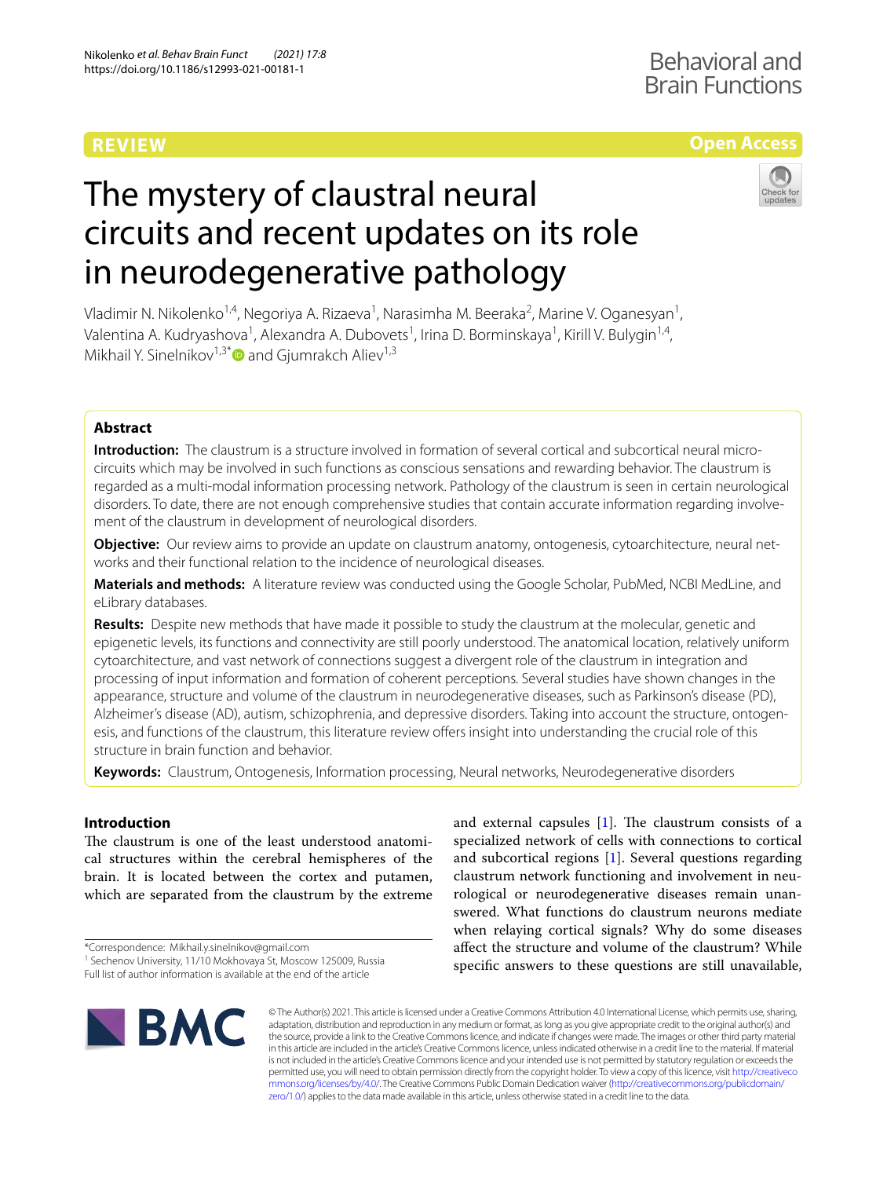REVIEW

Open Access

# The mystery of claustral neural circuits and recent updates on its role in neurodegenerative pathology

Vladimir N. Nikolenko[1,4], Negoriya A. Rizaeva[1], Narasimha M. Beeraka[2], Marine V. Oganesyan[1], Valentina A. Kudryashova[1], Alexandra A. Dubovets[1], Irina D. Borminskaya[1], Kirill V. Bulygin[1,4], Mikhail Y. Sinelnikov[1,3*] and Gjumrakch Aliev[1,3]

## Abstract

**Introduction:** The claustrum is a structure involved in formation of several cortical and subcortical neural microcircuits which may be involved in such functions as conscious sensations and rewarding behavior. The claustrum is regarded as a multi-modal information processing network. Pathology of the claustrum is seen in certain neurological disorders. To date, there are not enough comprehensive studies that contain accurate information regarding involvement of the claustrum in development of neurological disorders.

**Objective:** Our review aims to provide an update on claustrum anatomy, ontogenesis, cytoarchitecture, neural networks and their functional relation to the incidence of neurological diseases.

**Materials and methods:** A literature review was conducted using the Google Scholar, PubMed, NCBI MedLine, and eLibrary databases.

**Results:** Despite new methods that have made it possible to study the claustrum at the molecular, genetic and epigenetic levels, its functions and connectivity are still poorly understood. The anatomical location, relatively uniform cytoarchitecture, and vast network of connections suggest a divergent role of the claustrum in integration and processing of input information and formation of coherent perceptions. Several studies have shown changes in the appearance, structure and volume of the claustrum in neurodegenerative diseases, such as Parkinson's disease (PD), Alzheimer's disease (AD), autism, schizophrenia, and depressive disorders. Taking into account the structure, ontogenesis, and functions of the claustrum, this literature review offers insight into understanding the crucial role of this structure in brain function and behavior.

**Keywords:** Claustrum, Ontogenesis, Information processing, Neural networks, Neurodegenerative disorders

## Introduction

The claustrum is one of the least understood anatomical structures within the cerebral hemispheres of the brain. It is located between the cortex and putamen, which are separated from the claustrum by the extreme and external capsules [1]. The claustrum consists of a specialized network of cells with connections to cortical and subcortical regions [1]. Several questions regarding claustrum network functioning and involvement in neurological or neurodegenerative diseases remain unanswered. What functions do claustrum neurons mediate when relaying cortical signals? Why do some diseases affect the structure and volume of the claustrum? While specific answers to these questions are still unavailable,

*Correspondence: Mikhaily.sinelnikov@gmail.com
[1] Sechenov University, 11/10 Mokhovaya St, Moscow 125009, Russia
Full list of author information is available at the end of the article

© The Author(s) 2021. This article is licensed under a Creative Commons Attribution 4.0 International License, which permits use, sharing, adaptation, distribution and reproduction in any medium or format, as long as you give appropriate credit to the original author(s) and the source, provide a link to the Creative Commons licence, and indicate if changes were made. The images or other third party material in this article are included in the article's Creative Commons licence, unless indicated otherwise in a credit line to the material. If material is not included in the article's Creative Commons licence and your intended use is not permitted by statutory regulation or exceeds the permitted use, you will need to obtain permission directly from the copyright holder. To view a copy of this licence, visit http://creativecommons.org/licenses/by/4.0/. The Creative Commons Public Domain Dedication waiver (http://creativecommons.org/publicdomain/zero/1.0/) applies to the data made available in this article, unless otherwise stated in a credit line to the data.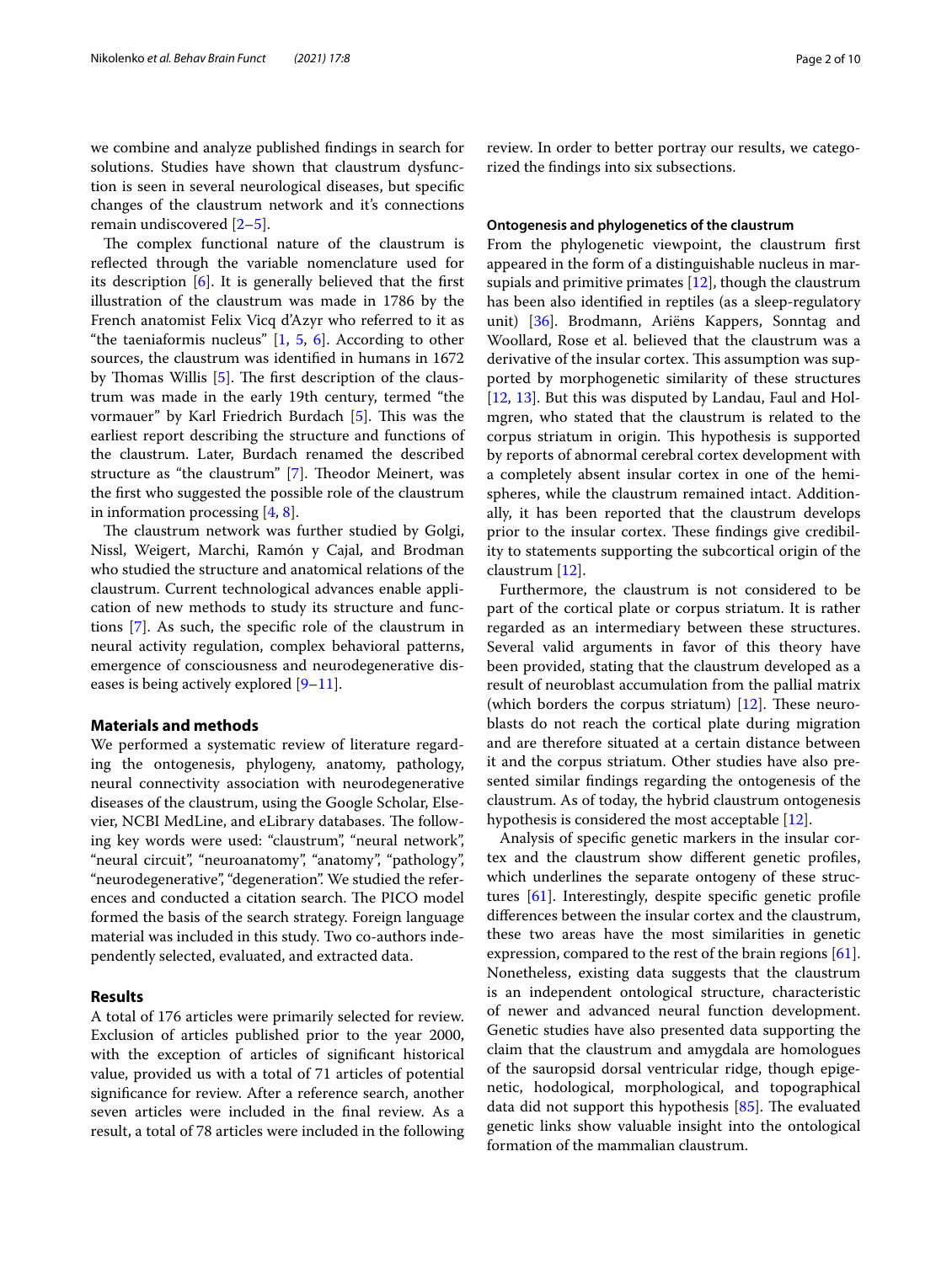we combine and analyze published findings in search for solutions. Studies have shown that claustrum dysfunction is seen in several neurological diseases, but specific changes of the claustrum network and it's connections remain undiscovered [2–5].

The complex functional nature of the claustrum is reflected through the variable nomenclature used for its description [6]. It is generally believed that the first illustration of the claustrum was made in 1786 by the French anatomist Felix Vicq d'Azyr who referred to it as "the taeniaformis nucleus" [1, 5, 6]. According to other sources, the claustrum was identified in humans in 1672 by Thomas Willis [5]. The first description of the claustrum was made in the early 19th century, termed "the vormauer" by Karl Friedrich Burdach [5]. This was the earliest report describing the structure and functions of the claustrum. Later, Burdach renamed the described structure as "the claustrum" [7]. Theodor Meinert, was the first who suggested the possible role of the claustrum in information processing [4, 8].

The claustrum network was further studied by Golgi, Nissl, Weigert, Marchi, Ramón y Cajal, and Brodman who studied the structure and anatomical relations of the claustrum. Current technological advances enable application of new methods to study its structure and functions [7]. As such, the specific role of the claustrum in neural activity regulation, complex behavioral patterns, emergence of consciousness and neurodegenerative diseases is being actively explored [9–11].

## Materials and methods

We performed a systematic review of literature regarding the ontogenesis, phylogeny, anatomy, pathology, neural connectivity association with neurodegenerative diseases of the claustrum, using the Google Scholar, Elsevier, NCBI MedLine, and eLibrary databases. The following key words were used: "claustrum", "neural network", "neural circuit", "neuroanatomy", "anatomy", "pathology", "neurodegenerative", "degeneration". We studied the references and conducted a citation search. The PICO model formed the basis of the search strategy. Foreign language material was included in this study. Two co-authors independently selected, evaluated, and extracted data.

## Results

A total of 176 articles were primarily selected for review. Exclusion of articles published prior to the year 2000, with the exception of articles of significant historical value, provided us with a total of 71 articles of potential significance for review. After a reference search, another seven articles were included in the final review. As a result, a total of 78 articles were included in the following review. In order to better portray our results, we categorized the findings into six subsections.

### Ontogenesis and phylogenetics of the claustrum

From the phylogenetic viewpoint, the claustrum first appeared in the form of a distinguishable nucleus in marsupials and primitive primates [12], though the claustrum has been also identified in reptiles (as a sleep-regulatory unit) [36]. Brodmann, Ariëns Kappers, Sonntag and Woollard, Rose et al. believed that the claustrum was a derivative of the insular cortex. This assumption was supported by morphogenetic similarity of these structures [12, 13]. But this was disputed by Landau, Faul and Holmgren, who stated that the claustrum is related to the corpus striatum in origin. This hypothesis is supported by reports of abnormal cerebral cortex development with a completely absent insular cortex in one of the hemispheres, while the claustrum remained intact. Additionally, it has been reported that the claustrum develops prior to the insular cortex. These findings give credibility to statements supporting the subcortical origin of the claustrum [12].

Furthermore, the claustrum is not considered to be part of the cortical plate or corpus striatum. It is rather regarded as an intermediary between these structures. Several valid arguments in favor of this theory have been provided, stating that the claustrum developed as a result of neuroblast accumulation from the pallial matrix (which borders the corpus striatum) [12]. These neuroblasts do not reach the cortical plate during migration and are therefore situated at a certain distance between it and the corpus striatum. Other studies have also presented similar findings regarding the ontogenesis of the claustrum. As of today, the hybrid claustrum ontogenesis hypothesis is considered the most acceptable [12].

Analysis of specific genetic markers in the insular cortex and the claustrum show different genetic profiles, which underlines the separate ontogeny of these structures [61]. Interestingly, despite specific genetic profile differences between the insular cortex and the claustrum, these two areas have the most similarities in genetic expression, compared to the rest of the brain regions [61]. Nonetheless, existing data suggests that the claustrum is an independent ontological structure, characteristic of newer and advanced neural function development. Genetic studies have also presented data supporting the claim that the claustrum and amygdala are homologues of the sauropsid dorsal ventricular ridge, though epigenetic, hodological, morphological, and topographical data did not support this hypothesis [85]. The evaluated genetic links show valuable insight into the ontological formation of the mammalian claustrum.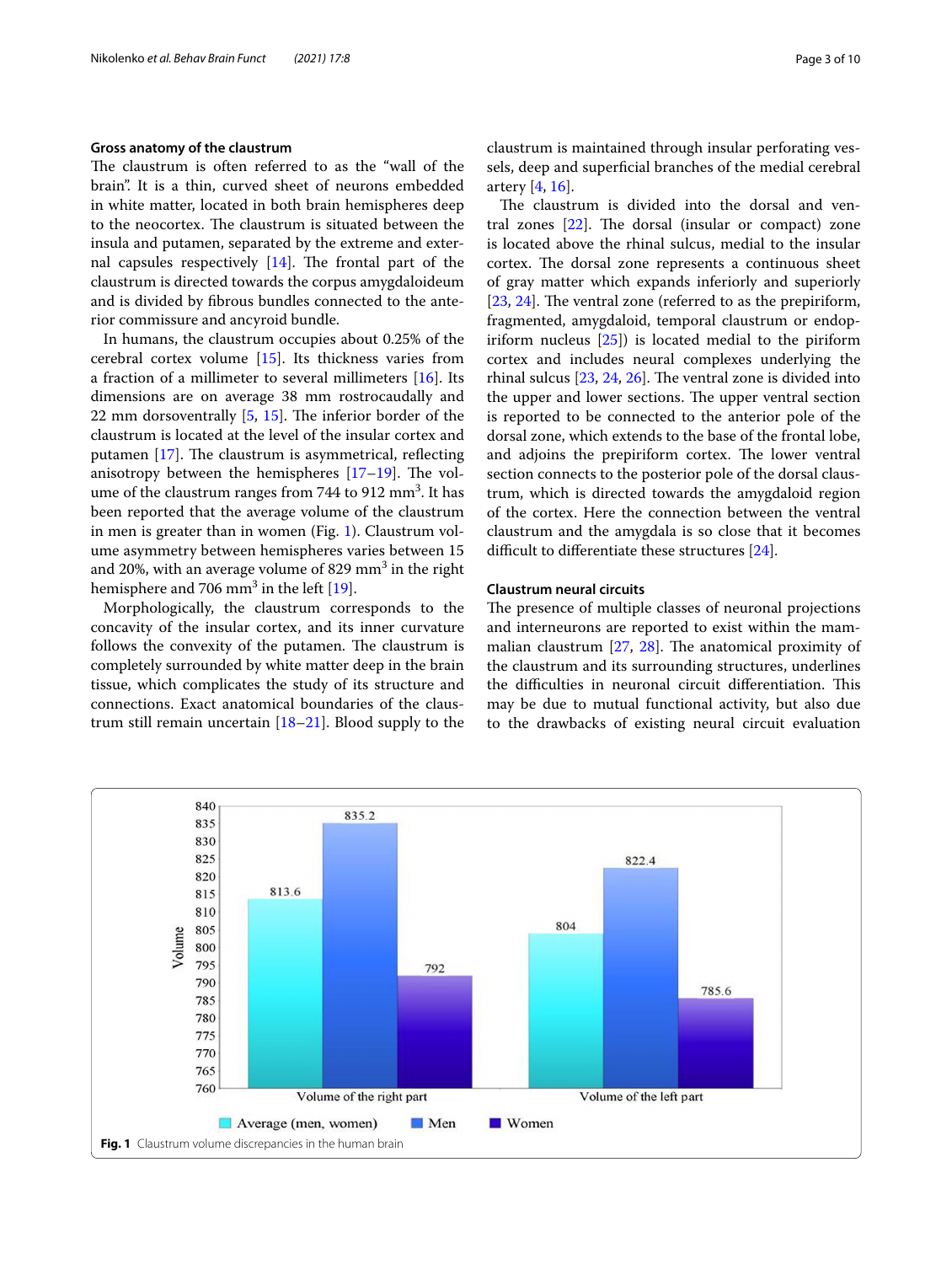### Gross anatomy of the claustrum

The claustrum is often referred to as the "wall of the brain". It is a thin, curved sheet of neurons embedded in white matter, located in both brain hemispheres deep to the neocortex. The claustrum is situated between the insula and putamen, separated by the extreme and external capsules respectively [14]. The frontal part of the claustrum is directed towards the corpus amygdaloideum and is divided by fibrous bundles connected to the anterior commissure and ancyroid bundle.

In humans, the claustrum occupies about 0.25% of the cerebral cortex volume [15]. Its thickness varies from a fraction of a millimeter to several millimeters [16]. Its dimensions are on average 38 mm rostrocaudally and 22 mm dorsoventrally [5, 15]. The inferior border of the claustrum is located at the level of the insular cortex and putamen [17]. The claustrum is asymmetrical, reflecting anisotropy between the hemispheres [17–19]. The volume of the claustrum ranges from 744 to 912 $mm^3$. It has been reported that the average volume of the claustrum in men is greater than in women (Fig. 1). Claustrum volume asymmetry between hemispheres varies between 15 and 20%, with an average volume of 829 $mm^3$ in the right hemisphere and 706 $mm^3$ in the left [19].

Morphologically, the claustrum corresponds to the concavity of the insular cortex, and its inner curvature follows the convexity of the putamen. The claustrum is completely surrounded by white matter deep in the brain tissue, which complicates the study of its structure and connections. Exact anatomical boundaries of the claustrum still remain uncertain [18–21]. Blood supply to the claustrum is maintained through insular perforating vessels, deep and superficial branches of the medial cerebral artery [4, 16].

The claustrum is divided into the dorsal and ventral zones [22]. The dorsal (insular or compact) zone is located above the rhinal sulcus, medial to the insular cortex. The dorsal zone represents a continuous sheet of gray matter which expands inferiorly and superiorly [23, 24]. The ventral zone (referred to as the prepiriform, fragmented, amygdaloid, temporal claustrum or endopiriform nucleus [25]) is located medial to the piriform cortex and includes neural complexes underlying the rhinal sulcus [23, 24, 26]. The ventral zone is divided into the upper and lower sections. The upper ventral section is reported to be connected to the anterior pole of the dorsal zone, which extends to the base of the frontal lobe, and adjoins the prepiriform cortex. The lower ventral section connects to the posterior pole of the dorsal claustrum, which is directed towards the amygdaloid region of the cortex. Here the connection between the ventral claustrum and the amygdala is so close that it becomes difficult to differentiate these structures [24].

### Claustrum neural circuits

The presence of multiple classes of neuronal projections and interneurons are reported to exist within the mammalian claustrum [27, 28]. The anatomical proximity of the claustrum and its surrounding structures, underlines the difficulties in neuronal circuit differentiation. This may be due to mutual functional activity, but also due to the drawbacks of existing neural circuit evaluation

| | Average (men, women) | Men | Women |
|---|---|---|---|
| Volume of the right part | 813.6 | 835.2 | 792 |
| Volume of the left part | 804 | 822.4 | 785.6 |

**Fig. 1** Claustrum volume discrepancies in the human brain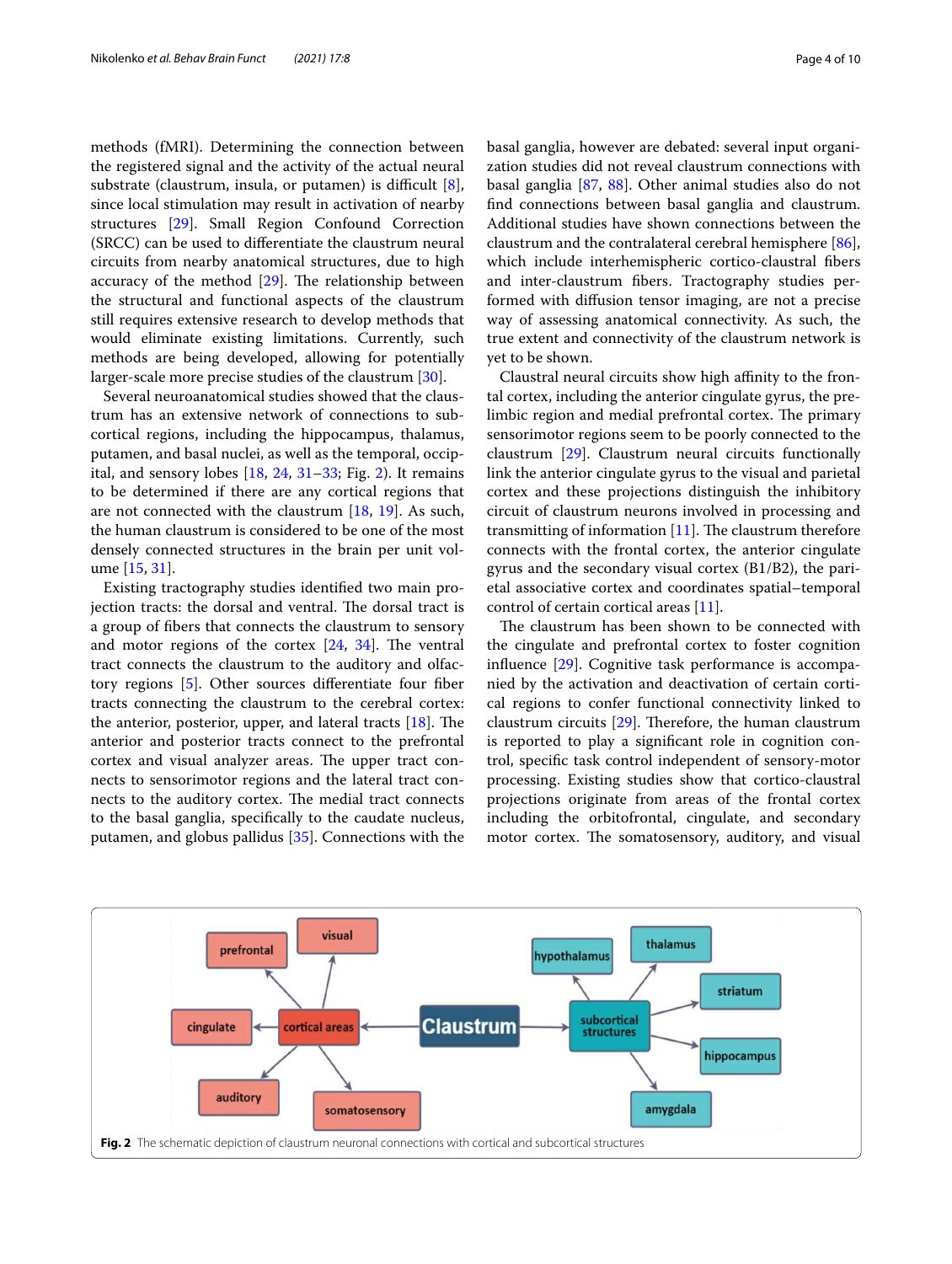methods (fMRI). Determining the connection between the registered signal and the activity of the actual neural substrate (claustrum, insula, or putamen) is difficult [8], since local stimulation may result in activation of nearby structures [29]. Small Region Confound Correction (SRCC) can be used to differentiate the claustrum neural circuits from nearby anatomical structures, due to high accuracy of the method [29]. The relationship between the structural and functional aspects of the claustrum still requires extensive research to develop methods that would eliminate existing limitations. Currently, such methods are being developed, allowing for potentially larger-scale more precise studies of the claustrum [30].

Several neuroanatomical studies showed that the claustrum has an extensive network of connections to subcortical regions, including the hippocampus, thalamus, putamen, and basal nuclei, as well as the temporal, occipital, and sensory lobes [18, 24, 31–33; Fig. 2). It remains to be determined if there are any cortical regions that are not connected with the claustrum [18, 19]. As such, the human claustrum is considered to be one of the most densely connected structures in the brain per unit volume [15, 31].

Existing tractography studies identified two main projection tracts: the dorsal and ventral. The dorsal tract is a group of fibers that connects the claustrum to sensory and motor regions of the cortex [24, 34]. The ventral tract connects the claustrum to the auditory and olfactory regions [5]. Other sources differentiate four fiber tracts connecting the claustrum to the cerebral cortex: the anterior, posterior, upper, and lateral tracts [18]. The anterior and posterior tracts connect to the prefrontal cortex and visual analyzer areas. The upper tract connects to sensorimotor regions and the lateral tract connects to the auditory cortex. The medial tract connects to the basal ganglia, specifically to the caudate nucleus, putamen, and globus pallidus [35]. Connections with the basal ganglia, however are debated: several input organization studies did not reveal claustrum connections with basal ganglia [87, 88]. Other animal studies also do not find connections between basal ganglia and claustrum. Additional studies have shown connections between the claustrum and the contralateral cerebral hemisphere [86], which include interhemispheric cortico-claustral fibers and inter-claustrum fibers. Tractography studies performed with diffusion tensor imaging, are not a precise way of assessing anatomical connectivity. As such, the true extent and connectivity of the claustrum network is yet to be shown.

Claustral neural circuits show high affinity to the frontal cortex, including the anterior cingulate gyrus, the prelimbic region and medial prefrontal cortex. The primary sensorimotor regions seem to be poorly connected to the claustrum [29]. Claustrum neural circuits functionally link the anterior cingulate gyrus to the visual and parietal cortex and these projections distinguish the inhibitory circuit of claustrum neurons involved in processing and transmitting of information [11]. The claustrum therefore connects with the frontal cortex, the anterior cingulate gyrus and the secondary visual cortex (B1/B2), the parietal associative cortex and coordinates spatial–temporal control of certain cortical areas [11].

The claustrum has been shown to be connected with the cingulate and prefrontal cortex to foster cognition influence [29]. Cognitive task performance is accompanied by the activation and deactivation of certain cortical regions to confer functional connectivity linked to claustrum circuits [29]. Therefore, the human claustrum is reported to play a significant role in cognition control, specific task control independent of sensory-motor processing. Existing studies show that cortico-claustral projections originate from areas of the frontal cortex including the orbitofrontal, cingulate, and secondary motor cortex. The somatosensory, auditory, and visual

**Fig. 2** The schematic depiction of claustrum neuronal connections with cortical and subcortical structures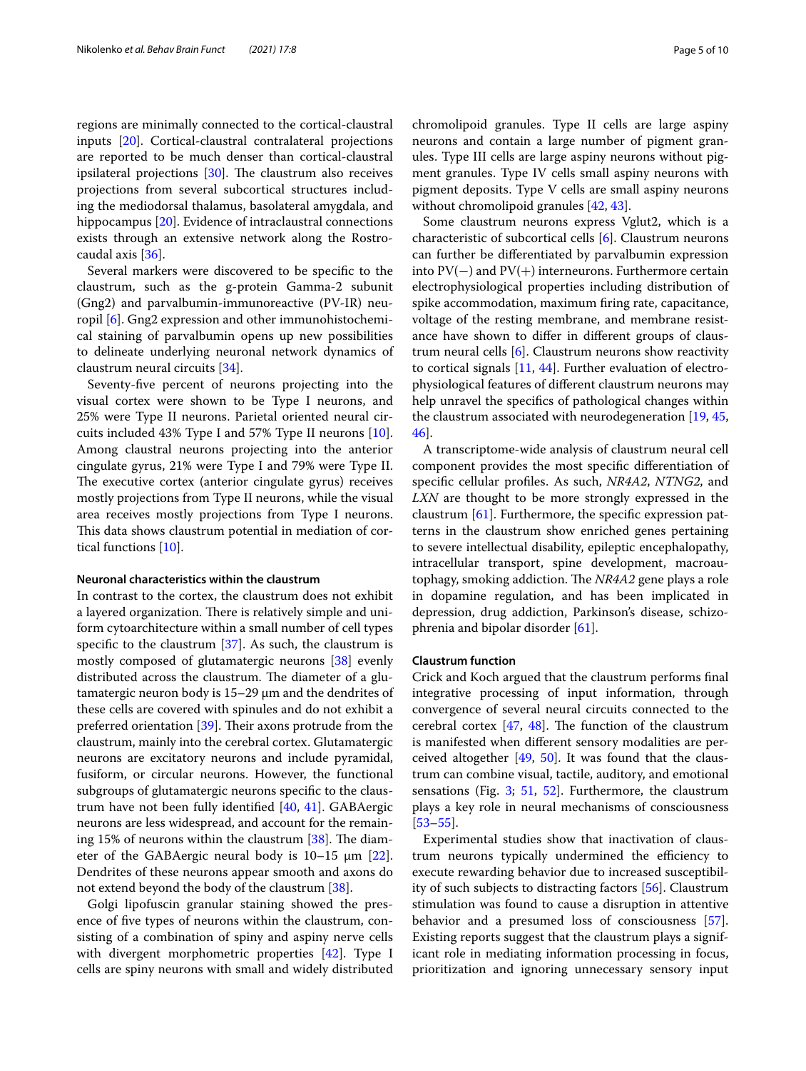regions are minimally connected to the cortical-claustral inputs [20]. Cortical-claustral contralateral projections are reported to be much denser than cortical-claustral ipsilateral projections [30]. The claustrum also receives projections from several subcortical structures including the mediodorsal thalamus, basolateral amygdala, and hippocampus [20]. Evidence of intraclaustral connections exists through an extensive network along the Rostrocaudal axis [36].

Several markers were discovered to be specific to the claustrum, such as the g-protein Gamma-2 subunit (Gng2) and parvalbumin-immunoreactive (PV-IR) neuropil [6]. Gng2 expression and other immunohistochemical staining of parvalbumin opens up new possibilities to delineate underlying neuronal network dynamics of claustrum neural circuits [34].

Seventy-five percent of neurons projecting into the visual cortex were shown to be Type I neurons, and 25% were Type II neurons. Parietal oriented neural circuits included 43% Type I and 57% Type II neurons [10]. Among claustral neurons projecting into the anterior cingulate gyrus, 21% were Type I and 79% were Type II. The executive cortex (anterior cingulate gyrus) receives mostly projections from Type II neurons, while the visual area receives mostly projections from Type I neurons. This data shows claustrum potential in mediation of cortical functions [10].

#### Neuronal characteristics within the claustrum

In contrast to the cortex, the claustrum does not exhibit a layered organization. There is relatively simple and uniform cytoarchitecture within a small number of cell types specific to the claustrum [37]. As such, the claustrum is mostly composed of glutamatergic neurons [38] evenly distributed across the claustrum. The diameter of a glutamatergic neuron body is 15–29 µm and the dendrites of these cells are covered with spinules and do not exhibit a preferred orientation [39]. Their axons protrude from the claustrum, mainly into the cerebral cortex. Glutamatergic neurons are excitatory neurons and include pyramidal, fusiform, or circular neurons. However, the functional subgroups of glutamatergic neurons specific to the claustrum have not been fully identified [40, 41]. GABAergic neurons are less widespread, and account for the remaining 15% of neurons within the claustrum [38]. The diameter of the GABAergic neural body is 10–15 µm [22]. Dendrites of these neurons appear smooth and axons do not extend beyond the body of the claustrum [38].

Golgi lipofuscin granular staining showed the presence of five types of neurons within the claustrum, consisting of a combination of spiny and aspiny nerve cells with divergent morphometric properties [42]. Type I cells are spiny neurons with small and widely distributed chromolipoid granules. Type II cells are large aspiny neurons and contain a large number of pigment granules. Type III cells are large aspiny neurons without pigment granules. Type IV cells small aspiny neurons with pigment deposits. Type V cells are small aspiny neurons without chromolipoid granules [42, 43].

Some claustrum neurons express Vglut2, which is a characteristic of subcortical cells [6]. Claustrum neurons can further be differentiated by parvalbumin expression into PV(−) and PV(+) interneurons. Furthermore certain electrophysiological properties including distribution of spike accommodation, maximum firing rate, capacitance, voltage of the resting membrane, and membrane resistance have shown to differ in different groups of claustrum neural cells [6]. Claustrum neurons show reactivity to cortical signals [11, 44]. Further evaluation of electrophysiological features of different claustrum neurons may help unravel the specifics of pathological changes within the claustrum associated with neurodegeneration [19, 45, 46].

A transcriptome-wide analysis of claustrum neural cell component provides the most specific differentiation of specific cellular profiles. As such, *NR4A2*, *NTNG2*, and *LXN* are thought to be more strongly expressed in the claustrum [61]. Furthermore, the specific expression patterns in the claustrum show enriched genes pertaining to severe intellectual disability, epileptic encephalopathy, intracellular transport, spine development, macroautophagy, smoking addiction. The *NR4A2* gene plays a role in dopamine regulation, and has been implicated in depression, drug addiction, Parkinson's disease, schizophrenia and bipolar disorder [61].

#### Claustrum function

Crick and Koch argued that the claustrum performs final integrative processing of input information, through convergence of several neural circuits connected to the cerebral cortex [47, 48]. The function of the claustrum is manifested when different sensory modalities are perceived altogether [49, 50]. It was found that the claustrum can combine visual, tactile, auditory, and emotional sensations (Fig. 3; 51, 52]. Furthermore, the claustrum plays a key role in neural mechanisms of consciousness [53–55].

Experimental studies show that inactivation of claustrum neurons typically undermined the efficiency to execute rewarding behavior due to increased susceptibility of such subjects to distracting factors [56]. Claustrum stimulation was found to cause a disruption in attentive behavior and a presumed loss of consciousness [57]. Existing reports suggest that the claustrum plays a significant role in mediating information processing in focus, prioritization and ignoring unnecessary sensory input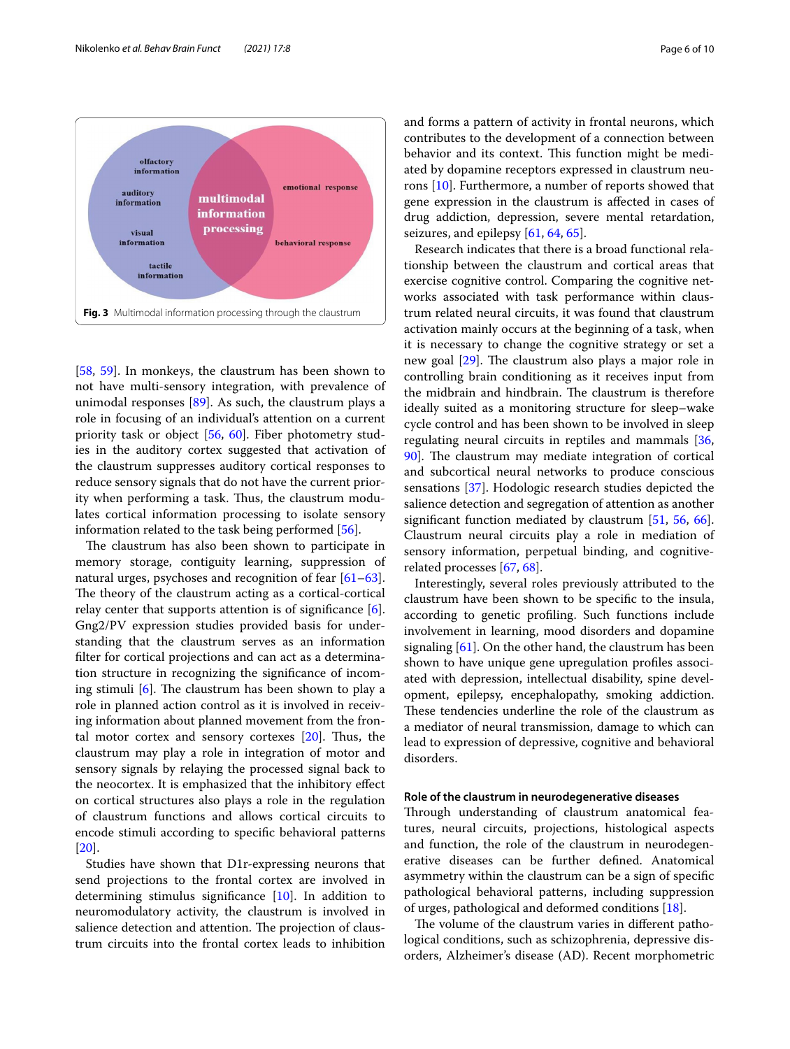Fig. 3 Multimodal information processing through the claustrum

[58, 59]. In monkeys, the claustrum has been shown to not have multi-sensory integration, with prevalence of unimodal responses [89]. As such, the claustrum plays a role in focusing of an individual's attention on a current priority task or object [56, 60]. Fiber photometry studies in the auditory cortex suggested that activation of the claustrum suppresses auditory cortical responses to reduce sensory signals that do not have the current priority when performing a task. Thus, the claustrum modulates cortical information processing to isolate sensory information related to the task being performed [56].

The claustrum has also been shown to participate in memory storage, contiguity learning, suppression of natural urges, psychoses and recognition of fear [61–63]. The theory of the claustrum acting as a cortical-cortical relay center that supports attention is of significance [6]. Gng2/PV expression studies provided basis for understanding that the claustrum serves as an information filter for cortical projections and can act as a determination structure in recognizing the significance of incoming stimuli [6]. The claustrum has been shown to play a role in planned action control as it is involved in receiving information about planned movement from the frontal motor cortex and sensory cortexes [20]. Thus, the claustrum may play a role in integration of motor and sensory signals by relaying the processed signal back to the neocortex. It is emphasized that the inhibitory effect on cortical structures also plays a role in the regulation of claustrum functions and allows cortical circuits to encode stimuli according to specific behavioral patterns [20].

Studies have shown that D1r-expressing neurons that send projections to the frontal cortex are involved in determining stimulus significance [10]. In addition to neuromodulatory activity, the claustrum is involved in salience detection and attention. The projection of claustrum circuits into the frontal cortex leads to inhibition and forms a pattern of activity in frontal neurons, which contributes to the development of a connection between behavior and its context. This function might be mediated by dopamine receptors expressed in claustrum neurons [10]. Furthermore, a number of reports showed that gene expression in the claustrum is affected in cases of drug addiction, depression, severe mental retardation, seizures, and epilepsy [61, 64, 65].

Research indicates that there is a broad functional relationship between the claustrum and cortical areas that exercise cognitive control. Comparing the cognitive networks associated with task performance within claustrum related neural circuits, it was found that claustrum activation mainly occurs at the beginning of a task, when it is necessary to change the cognitive strategy or set a new goal [29]. The claustrum also plays a major role in controlling brain conditioning as it receives input from the midbrain and hindbrain. The claustrum is therefore ideally suited as a monitoring structure for sleep–wake cycle control and has been shown to be involved in sleep regulating neural circuits in reptiles and mammals [36, 90]. The claustrum may mediate integration of cortical and subcortical neural networks to produce conscious sensations [37]. Hodologic research studies depicted the salience detection and segregation of attention as another significant function mediated by claustrum [51, 56, 66]. Claustrum neural circuits play a role in mediation of sensory information, perpetual binding, and cognitive-related processes [67, 68].

Interestingly, several roles previously attributed to the claustrum have been shown to be specific to the insula, according to genetic profiling. Such functions include involvement in learning, mood disorders and dopamine signaling [61]. On the other hand, the claustrum has been shown to have unique gene upregulation profiles associated with depression, intellectual disability, spine development, epilepsy, encephalopathy, smoking addiction. These tendencies underline the role of the claustrum as a mediator of neural transmission, damage to which can lead to expression of depressive, cognitive and behavioral disorders.

#### Role of the claustrum in neurodegenerative diseases

Through understanding of claustrum anatomical features, neural circuits, projections, histological aspects and function, the role of the claustrum in neurodegenerative diseases can be further defined. Anatomical asymmetry within the claustrum can be a sign of specific pathological behavioral patterns, including suppression of urges, pathological and deformed conditions [18].

The volume of the claustrum varies in different pathological conditions, such as schizophrenia, depressive disorders, Alzheimer's disease (AD). Recent morphometric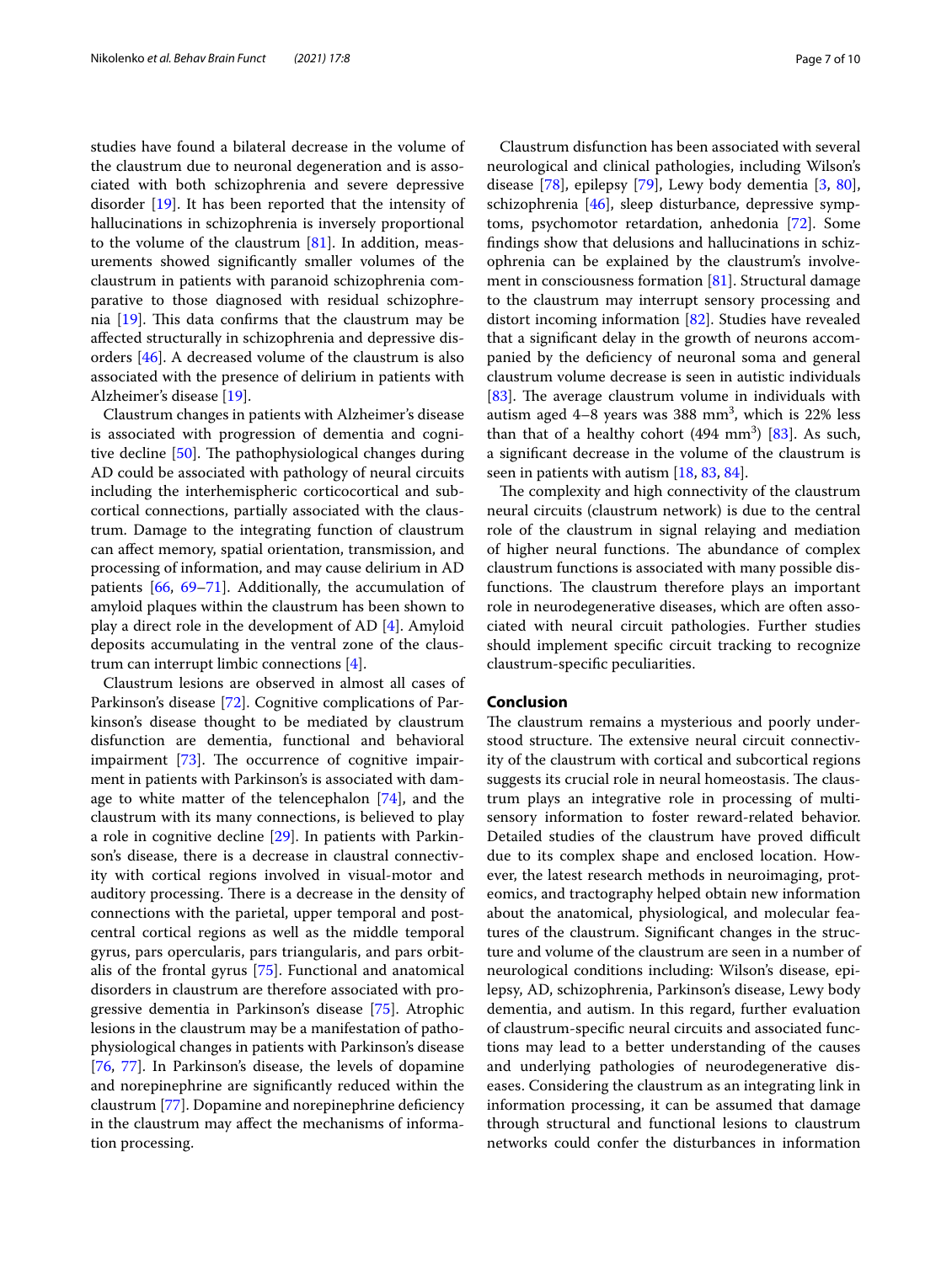studies have found a bilateral decrease in the volume of the claustrum due to neuronal degeneration and is associated with both schizophrenia and severe depressive disorder [19]. It has been reported that the intensity of hallucinations in schizophrenia is inversely proportional to the volume of the claustrum [81]. In addition, measurements showed significantly smaller volumes of the claustrum in patients with paranoid schizophrenia comparative to those diagnosed with residual schizophrenia [19]. This data confirms that the claustrum may be affected structurally in schizophrenia and depressive disorders [46]. A decreased volume of the claustrum is also associated with the presence of delirium in patients with Alzheimer's disease [19].

Claustrum changes in patients with Alzheimer's disease is associated with progression of dementia and cognitive decline [50]. The pathophysiological changes during AD could be associated with pathology of neural circuits including the interhemispheric corticocortical and subcortical connections, partially associated with the claustrum. Damage to the integrating function of claustrum can affect memory, spatial orientation, transmission, and processing of information, and may cause delirium in AD patients [66, 69–71]. Additionally, the accumulation of amyloid plaques within the claustrum has been shown to play a direct role in the development of AD [4]. Amyloid deposits accumulating in the ventral zone of the claustrum can interrupt limbic connections [4].

Claustrum lesions are observed in almost all cases of Parkinson's disease [72]. Cognitive complications of Parkinson's disease thought to be mediated by claustrum disfunction are dementia, functional and behavioral impairment [73]. The occurrence of cognitive impairment in patients with Parkinson's is associated with damage to white matter of the telencephalon [74], and the claustrum with its many connections, is believed to play a role in cognitive decline [29]. In patients with Parkinson's disease, there is a decrease in claustral connectivity with cortical regions involved in visual-motor and auditory processing. There is a decrease in the density of connections with the parietal, upper temporal and postcentral cortical regions as well as the middle temporal gyrus, pars opercularis, pars triangularis, and pars orbitalis of the frontal gyrus [75]. Functional and anatomical disorders in claustrum are therefore associated with progressive dementia in Parkinson's disease [75]. Atrophic lesions in the claustrum may be a manifestation of pathophysiological changes in patients with Parkinson's disease [76, 77]. In Parkinson's disease, the levels of dopamine and norepinephrine are significantly reduced within the claustrum [77]. Dopamine and norepinephrine deficiency in the claustrum may affect the mechanisms of information processing.

Claustrum disfunction has been associated with several neurological and clinical pathologies, including Wilson's disease [78], epilepsy [79], Lewy body dementia [3, 80], schizophrenia [46], sleep disturbance, depressive symptoms, psychomotor retardation, anhedonia [72]. Some findings show that delusions and hallucinations in schizophrenia can be explained by the claustrum's involvement in consciousness formation [81]. Structural damage to the claustrum may interrupt sensory processing and distort incoming information [82]. Studies have revealed that a significant delay in the growth of neurons accompanied by the deficiency of neuronal soma and general claustrum volume decrease is seen in autistic individuals [83]. The average claustrum volume in individuals with autism aged 4–8 years was 388 $mm^3$, which is 22% less than that of a healthy cohort (494 $mm^3$) [83]. As such, a significant decrease in the volume of the claustrum is seen in patients with autism [18, 83, 84].

The complexity and high connectivity of the claustrum neural circuits (claustrum network) is due to the central role of the claustrum in signal relaying and mediation of higher neural functions. The abundance of complex claustrum functions is associated with many possible disfunctions. The claustrum therefore plays an important role in neurodegenerative diseases, which are often associated with neural circuit pathologies. Further studies should implement specific circuit tracking to recognize claustrum-specific peculiarities.

## Conclusion

The claustrum remains a mysterious and poorly understood structure. The extensive neural circuit connectivity of the claustrum with cortical and subcortical regions suggests its crucial role in neural homeostasis. The claustrum plays an integrative role in processing of multisensory information to foster reward-related behavior. Detailed studies of the claustrum have proved difficult due to its complex shape and enclosed location. However, the latest research methods in neuroimaging, proteomics, and tractography helped obtain new information about the anatomical, physiological, and molecular features of the claustrum. Significant changes in the structure and volume of the claustrum are seen in a number of neurological conditions including: Wilson's disease, epilepsy, AD, schizophrenia, Parkinson's disease, Lewy body dementia, and autism. In this regard, further evaluation of claustrum-specific neural circuits and associated functions may lead to a better understanding of the causes and underlying pathologies of neurodegenerative diseases. Considering the claustrum as an integrating link in information processing, it can be assumed that damage through structural and functional lesions to claustrum networks could confer the disturbances in information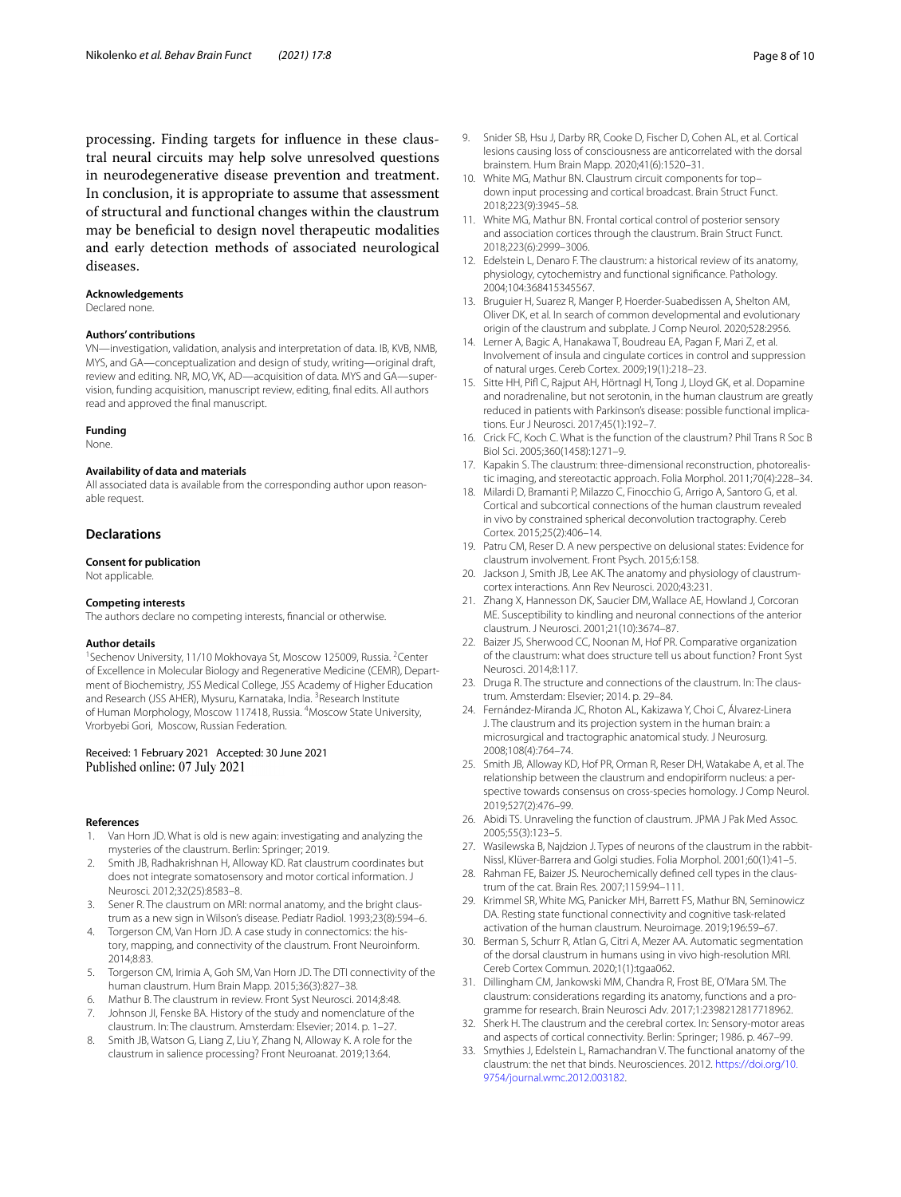processing. Finding targets for influence in these claustral neural circuits may help solve unresolved questions in neurodegenerative disease prevention and treatment. In conclusion, it is appropriate to assume that assessment of structural and functional changes within the claustrum may be beneficial to design novel therapeutic modalities and early detection methods of associated neurological diseases.

**Acknowledgements**
Declared none.

**Authors' contributions**
VN—investigation, validation, analysis and interpretation of data. IB, KVB, NMB, MYS, and GA—conceptualization and design of study, writing—original draft, review and editing. NR, MO, VK, AD—acquisition of data. MYS and GA—supervision, funding acquisition, manuscript review, editing, final edits. All authors read and approved the final manuscript.

**Funding**
None.

**Availability of data and materials**
All associated data is available from the corresponding author upon reasonable request.

## Declarations

**Consent for publication**
Not applicable.

**Competing interests**
The authors declare no competing interests, financial or otherwise.

**Author details**
[1]Sechenov University, 11/10 Mokhovaya St, Moscow 125009, Russia. [2]Center of Excellence in Molecular Biology and Regenerative Medicine (CEMR), Department of Biochemistry, JSS Medical College, JSS Academy of Higher Education and Research (JSS AHER), Mysuru, Karnataka, India. [3]Research Institute of Human Morphology, Moscow 117418, Russia. [4]Moscow State University, Vrorbyebi Gori, Moscow, Russian Federation.

Received: 1 February 2021 Accepted: 30 June 2021
Published online: 07 July 2021

**References**

1. Van Horn JD. What is old is new again: investigating and analyzing the mysteries of the claustrum. Berlin: Springer; 2019.
2. Smith JB, Radhakrishnan H, Alloway KD. Rat claustrum coordinates but does not integrate somatosensory and motor cortical information. J Neurosci. 2012;32(25):8583–8.
3. Sener R. The claustrum on MRI: normal anatomy, and the bright claustrum as a new sign in Wilson's disease. Pediatr Radiol. 1993;23(8):594–6.
4. Torgerson CM, Van Horn JD. A case study in connectomics: the history, mapping, and connectivity of the claustrum. Front Neuroinform. 2014;8:83.
5. Torgerson CM, Irimia A, Goh SM, Van Horn JD. The DTI connectivity of the human claustrum. Hum Brain Mapp. 2015;36(3):827–38.
6. Mathur B. The claustrum in review. Front Syst Neurosci. 2014;8:48.
7. Johnson JI, Fenske BA. History of the study and nomenclature of the claustrum. In: The claustrum. Amsterdam: Elsevier; 2014. p. 1–27.
8. Smith JB, Watson G, Liang Z, Liu Y, Zhang N, Alloway K. A role for the claustrum in salience processing? Front Neuroanat. 2019;13:64.
9. Snider SB, Hsu J, Darby RR, Cooke D, Fischer D, Cohen AL, et al. Cortical lesions causing loss of consciousness are anticorrelated with the dorsal brainstem. Hum Brain Mapp. 2020;41(6):1520–31.
10. White MG, Mathur BN. Claustrum circuit components for top–down input processing and cortical broadcast. Brain Struct Funct. 2018;223(9):3945–58.
11. White MG, Mathur BN. Frontal cortical control of posterior sensory and association cortices through the claustrum. Brain Struct Funct. 2018;223(6):2999–3006.
12. Edelstein L, Denaro F. The claustrum: a historical review of its anatomy, physiology, cytochemistry and functional significance. Pathology. 2004;104:368415345567.
13. Bruguier H, Suarez R, Manger P, Hoerder-Suabedissen A, Shelton AM, Oliver DK, et al. In search of common developmental and evolutionary origin of the claustrum and subplate. J Comp Neurol. 2020;528:2956.
14. Lerner A, Bagic A, Hanakawa T, Boudreau EA, Pagan F, Mari Z, et al. Involvement of insula and cingulate cortices in control and suppression of natural urges. Cereb Cortex. 2009;19(1):218–23.
15. Sitte HH, Pifl C, Rajput AH, Hörtnagl H, Tong J, Lloyd GK, et al. Dopamine and noradrenaline, but not serotonin, in the human claustrum are greatly reduced in patients with Parkinson's disease: possible functional implications. Eur J Neurosci. 2017;45(1):192–7.
16. Crick FC, Koch C. What is the function of the claustrum? Phil Trans R Soc B Biol Sci. 2005;360(1458):1271–9.
17. Kapakin S. The claustrum: three-dimensional reconstruction, photorealistic imaging, and stereotactic approach. Folia Morphol. 2011;70(4):228–34.
18. Milardi D, Bramanti P, Milazzo C, Finocchio G, Arrigo A, Santoro G, et al. Cortical and subcortical connections of the human claustrum revealed in vivo by constrained spherical deconvolution tractography. Cereb Cortex. 2015;25(2):406–14.
19. Patru CM, Reser D. A new perspective on delusional states: Evidence for claustrum involvement. Front Psych. 2015;6:158.
20. Jackson J, Smith JB, Lee AK. The anatomy and physiology of claustrum-cortex interactions. Ann Rev Neurosci. 2020;43:231.
21. Zhang X, Hannesson DK, Saucier DM, Wallace AE, Howland J, Corcoran ME. Susceptibility to kindling and neuronal connections of the anterior claustrum. J Neurosci. 2001;21(10):3674–87.
22. Baizer JS, Sherwood CC, Noonan M, Hof PR. Comparative organization of the claustrum: what does structure tell us about function? Front Syst Neurosci. 2014;8:117.
23. Druga R. The structure and connections of the claustrum. In: The claustrum. Amsterdam: Elsevier; 2014. p. 29–84.
24. Fernández-Miranda JC, Rhoton AL, Kakizawa Y, Choi C, Álvarez-Linera J. The claustrum and its projection system in the human brain: a microsurgical and tractographic anatomical study. J Neurosurg. 2008;108(4):764–74.
25. Smith JB, Alloway KD, Hof PR, Orman R, Reser DH, Watakabe A, et al. The relationship between the claustrum and endopiriform nucleus: a perspective towards consensus on cross-species homology. J Comp Neurol. 2019;527(2):476–99.
26. Abidi TS. Unraveling the function of claustrum. JPMA J Pak Med Assoc. 2005;55(3):123–5.
27. Wasilewska B, Najdzion J. Types of neurons of the claustrum in the rabbit-Nissl, Klüver-Barrera and Golgi studies. Folia Morphol. 2001;60(1):41–5.
28. Rahman FE, Baizer JS. Neurochemically defined cell types in the claustrum of the cat. Brain Res. 2007;1159:94–111.
29. Krimmel SR, White MG, Panicker MH, Barrett FS, Mathur BN, Seminowicz DA. Resting state functional connectivity and cognitive task-related activation of the human claustrum. Neuroimage. 2019;196:59–67.
30. Berman S, Schurr R, Atlan G, Citri A, Mezer AA. Automatic segmentation of the dorsal claustrum in humans using in vivo high-resolution MRI. Cereb Cortex Commun. 2020;1(1):tgaa062.
31. Dillingham CM, Jankowski MM, Chandra R, Frost BE, O'Mara SM. The claustrum: considerations regarding its anatomy, functions and a programme for research. Brain Neurosci Adv. 2017;1:2398212817718962.
32. Sherk H. The claustrum and the cerebral cortex. In: Sensory-motor areas and aspects of cortical connectivity. Berlin: Springer; 1986. p. 467–99.
33. Smythies J, Edelstein L, Ramachandran V. The functional anatomy of the claustrum: the net that binds. Neurosciences. 2012. https://doi.org/10.9754/journal.wmc.2012.003182.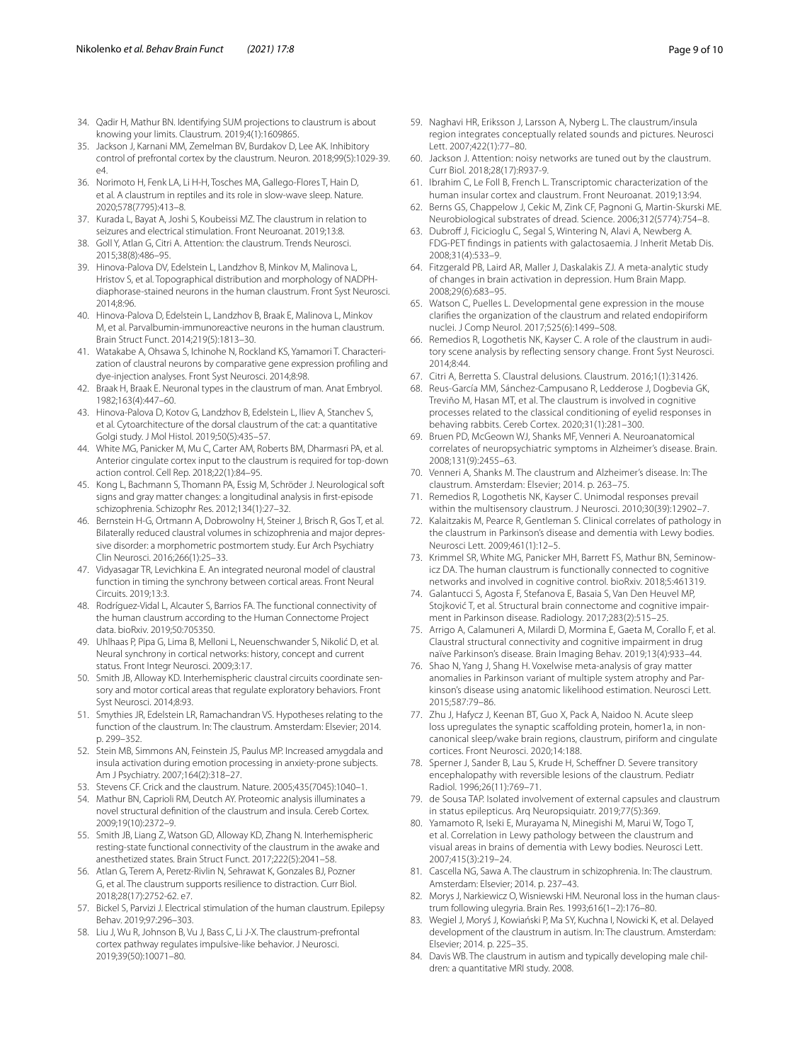34. Qadir H, Mathur BN. Identifying SUM projections to claustrum is about knowing your limits. Claustrum. 2019;4(1):1609865.
35. Jackson J, Karnani MM, Zemelman BV, Burdakov D, Lee AK. Inhibitory control of prefrontal cortex by the claustrum. Neuron. 2018;99(5):1029-39. e4.
36. Norimoto H, Fenk LA, Li H-H, Tosches MA, Gallego-Flores T, Hain D, et al. A claustrum in reptiles and its role in slow-wave sleep. Nature. 2020;578(7795):413–8.
37. Kurada L, Bayat A, Joshi S, Koubeissi MZ. The claustrum in relation to seizures and electrical stimulation. Front Neuroanat. 2019;13:8.
38. Goll Y, Atlan G, Citri A. Attention: the claustrum. Trends Neurosci. 2015;38(8):486–95.
39. Hinova-Palova DV, Edelstein L, Landzhov B, Minkov M, Malinova L, Hristov S, et al. Topographical distribution and morphology of NADPH-diaphorase-stained neurons in the human claustrum. Front Syst Neurosci. 2014;8:96.
40. Hinova-Palova D, Edelstein L, Landzhov B, Braak E, Malinova L, Minkov M, et al. Parvalbumin-immunoreactive neurons in the human claustrum. Brain Struct Funct. 2014;219(5):1813–30.
41. Watakabe A, Ohsawa S, Ichinohe N, Rockland KS, Yamamori T. Characterization of claustral neurons by comparative gene expression profiling and dye-injection analyses. Front Syst Neurosci. 2014;8:98.
42. Braak H, Braak E. Neuronal types in the claustrum of man. Anat Embryol. 1982;163(4):447–60.
43. Hinova-Palova D, Kotov G, Landzhov B, Edelstein L, Iliev A, Stanchev S, et al. Cytoarchitecture of the dorsal claustrum of the cat: a quantitative Golgi study. J Mol Histol. 2019;50(5):435–57.
44. White MG, Panicker M, Mu C, Carter AM, Roberts BM, Dharmasri PA, et al. Anterior cingulate cortex input to the claustrum is required for top-down action control. Cell Rep. 2018;22(1):84–95.
45. Kong L, Bachmann S, Thomann PA, Essig M, Schröder J. Neurological soft signs and gray matter changes: a longitudinal analysis in first-episode schizophrenia. Schizophr Res. 2012;134(1):27–32.
46. Bernstein H-G, Ortmann A, Dobrowolny H, Steiner J, Brisch R, Gos T, et al. Bilaterally reduced claustral volumes in schizophrenia and major depressive disorder: a morphometric postmortem study. Eur Arch Psychiatry Clin Neurosci. 2016;266(1):25–33.
47. Vidyasagar TR, Levichkina E. An integrated neuronal model of claustral function in timing the synchrony between cortical areas. Front Neural Circuits. 2019;13:3.
48. Rodríguez-Vidal L, Alcauter S, Barrios FA. The functional connectivity of the human claustrum according to the Human Connectome Project data. bioRxiv. 2019;50:705350.
49. Uhlhaas P, Pipa G, Lima B, Melloni L, Neuenschwander S, Nikolić D, et al. Neural synchrony in cortical networks: history, concept and current status. Front Integr Neurosci. 2009;3:17.
50. Smith JB, Alloway KD. Interhemispheric claustral circuits coordinate sensory and motor cortical areas that regulate exploratory behaviors. Front Syst Neurosci. 2014;8:93.
51. Smythies JR, Edelstein LR, Ramachandran VS. Hypotheses relating to the function of the claustrum. In: The claustrum. Amsterdam: Elsevier; 2014. p. 299–352.
52. Stein MB, Simmons AN, Feinstein JS, Paulus MP. Increased amygdala and insula activation during emotion processing in anxiety-prone subjects. Am J Psychiatry. 2007;164(2):318–27.
53. Stevens CF. Crick and the claustrum. Nature. 2005;435(7045):1040–1.
54. Mathur BN, Caprioli RM, Deutch AY. Proteomic analysis illuminates a novel structural definition of the claustrum and insula. Cereb Cortex. 2009;19(10):2372–9.
55. Smith JB, Liang Z, Watson GD, Alloway KD, Zhang N. Interhemispheric resting-state functional connectivity of the claustrum in the awake and anesthetized states. Brain Struct Funct. 2017;222(5):2041–58.
56. Atlan G, Terem A, Peretz-Rivlin N, Sehrawat K, Gonzales BJ, Pozner G, et al. The claustrum supports resilience to distraction. Curr Biol. 2018;28(17):2752-62. e7.
57. Bickel S, Parvizi J. Electrical stimulation of the human claustrum. Epilepsy Behav. 2019;97:296–303.
58. Liu J, Wu R, Johnson B, Vu J, Bass C, Li J-X. The claustrum-prefrontal cortex pathway regulates impulsive-like behavior. J Neurosci. 2019;39(50):10071–80.
59. Naghavi HR, Eriksson J, Larsson A, Nyberg L. The claustrum/insula region integrates conceptually related sounds and pictures. Neurosci Lett. 2007;422(1):77–80.
60. Jackson J. Attention: noisy networks are tuned out by the claustrum. Curr Biol. 2018;28(17):R937-9.
61. Ibrahim C, Le Foll B, French L. Transcriptomic characterization of the human insular cortex and claustrum. Front Neuroanat. 2019;13:94.
62. Berns GS, Chappelow J, Cekic M, Zink CF, Pagnoni G, Martin-Skurski ME. Neurobiological substrates of dread. Science. 2006;312(5774):754–8.
63. Dubroff J, Ficicioglu C, Segal S, Wintering N, Alavi A, Newberg A. FDG-PET findings in patients with galactosaemia. J Inherit Metab Dis. 2008;31(4):533–9.
64. Fitzgerald PB, Laird AR, Maller J, Daskalakis ZJ. A meta-analytic study of changes in brain activation in depression. Hum Brain Mapp. 2008;29(6):683–95.
65. Watson C, Puelles L. Developmental gene expression in the mouse clarifies the organization of the claustrum and related endopiriform nuclei. J Comp Neurol. 2017;525(6):1499–508.
66. Remedios R, Logothetis NK, Kayser C. A role of the claustrum in auditory scene analysis by reflecting sensory change. Front Syst Neurosci. 2014;8:44.
67. Citri A, Berretta S. Claustral delusions. Claustrum. 2016;1(1):31426.
68. Reus-García MM, Sánchez-Campusano R, Ledderose J, Dogbevia GK, Treviño M, Hasan MT, et al. The claustrum is involved in cognitive processes related to the classical conditioning of eyelid responses in behaving rabbits. Cereb Cortex. 2020;31(1):281–300.
69. Bruen PD, McGeown WJ, Shanks MF, Venneri A. Neuroanatomical correlates of neuropsychiatric symptoms in Alzheimer's disease. Brain. 2008;131(9):2455–63.
70. Venneri A, Shanks M. The claustrum and Alzheimer's disease. In: The claustrum. Amsterdam: Elsevier; 2014. p. 263–75.
71. Remedios R, Logothetis NK, Kayser C. Unimodal responses prevail within the multisensory claustrum. J Neurosci. 2010;30(39):12902–7.
72. Kalaitzakis M, Pearce R, Gentleman S. Clinical correlates of pathology in the claustrum in Parkinson's disease and dementia with Lewy bodies. Neurosci Lett. 2009;461(1):12–5.
73. Krimmel SR, White MG, Panicker MH, Barrett FS, Mathur BN, Seminowicz DA. The human claustrum is functionally connected to cognitive networks and involved in cognitive control. bioRxiv. 2018;5:461319.
74. Galantucci S, Agosta F, Stefanova E, Basaia S, Van Den Heuvel MP, Stojković T, et al. Structural brain connectome and cognitive impairment in Parkinson disease. Radiology. 2017;283(2):515–25.
75. Arrigo A, Calamuneri A, Milardi D, Mormina E, Gaeta M, Corallo F, et al. Claustral structural connectivity and cognitive impairment in drug naïve Parkinson's disease. Brain Imaging Behav. 2019;13(4):933–44.
76. Shao N, Yang J, Shang H. Voxelwise meta-analysis of gray matter anomalies in Parkinson variant of multiple system atrophy and Parkinson's disease using anatomic likelihood estimation. Neurosci Lett. 2015;587:79–86.
77. Zhu J, Hafycz J, Keenan BT, Guo X, Pack A, Naidoo N. Acute sleep loss upregulates the synaptic scaffolding protein, homer1a, in non-canonical sleep/wake brain regions, claustrum, piriform and cingulate cortices. Front Neurosci. 2020;14:188.
78. Sperner J, Sander B, Lau S, Krude H, Scheffner D. Severe transitory encephalopathy with reversible lesions of the claustrum. Pediatr Radiol. 1996;26(11):769–71.
79. de Sousa TAP. Isolated involvement of external capsules and claustrum in status epilepticus. Arq Neuropsiquiatr. 2019;77(5):369.
80. Yamamoto R, Iseki E, Murayama N, Minegishi M, Marui W, Togo T, et al. Correlation in Lewy pathology between the claustrum and visual areas in brains of dementia with Lewy bodies. Neurosci Lett. 2007;415(3):219–24.
81. Cascella NG, Sawa A. The claustrum in schizophrenia. In: The claustrum. Amsterdam: Elsevier; 2014. p. 237–43.
82. Morys J, Narkiewicz O, Wisniewski HM. Neuronal loss in the human claustrum following ulegyria. Brain Res. 1993;616(1–2):176–80.
83. Wegiel J, Moryś J, Kowiański P, Ma SY, Kuchna I, Nowicki K, et al. Delayed development of the claustrum in autism. In: The claustrum. Amsterdam: Elsevier; 2014. p. 225–35.
84. Davis WB. The claustrum in autism and typically developing male children: a quantitative MRI study. 2008.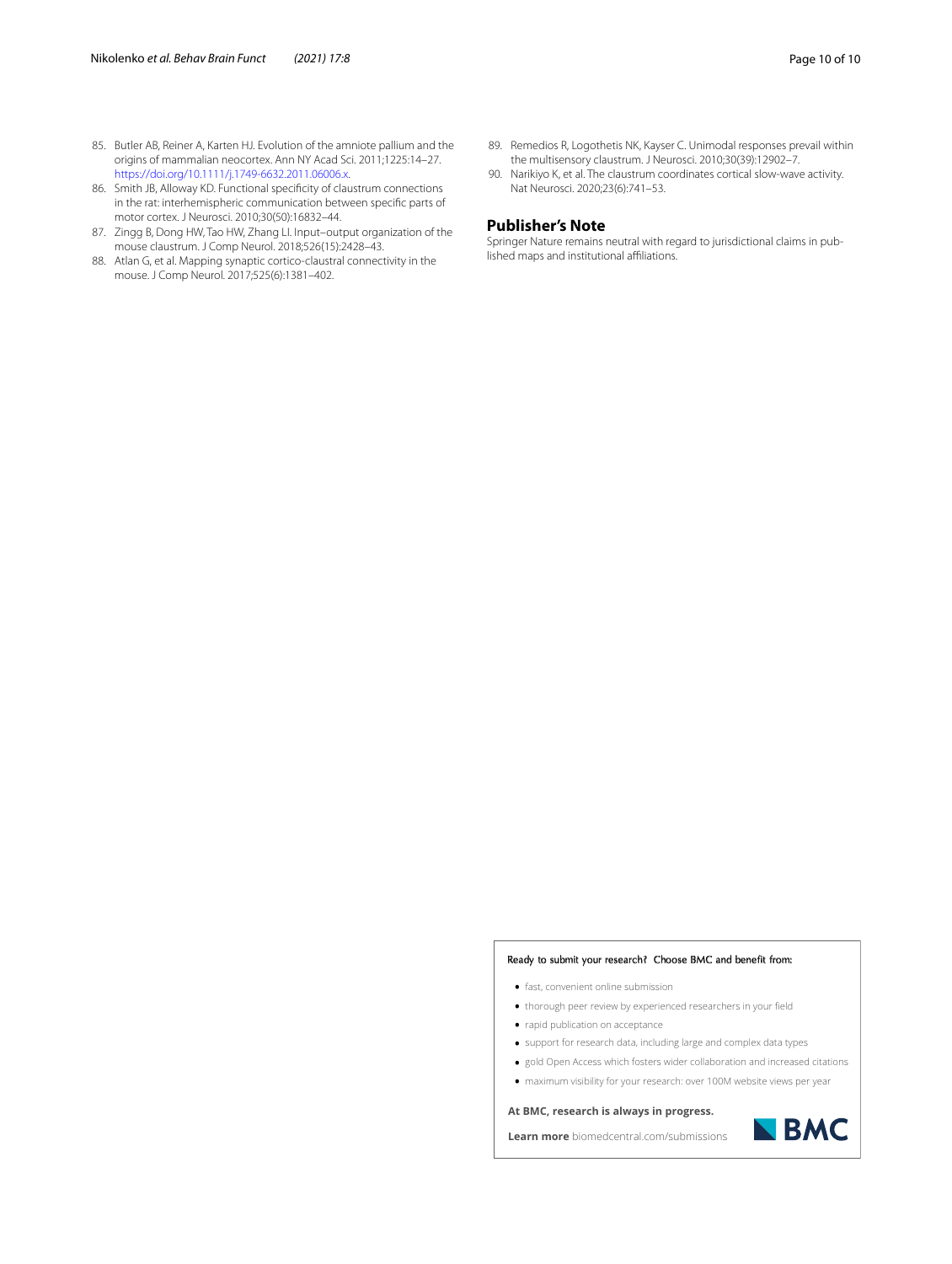85. Butler AB, Reiner A, Karten HJ. Evolution of the amniote pallium and the origins of mammalian neocortex. Ann NY Acad Sci. 2011;1225:14–27. https://doi.org/10.1111/j.1749-6632.2011.06006.x.
86. Smith JB, Alloway KD. Functional specificity of claustrum connections in the rat: interhemispheric communication between specific parts of motor cortex. J Neurosci. 2010;30(50):16832–44.
87. Zingg B, Dong HW, Tao HW, Zhang LI. Input–output organization of the mouse claustrum. J Comp Neurol. 2018;526(15):2428–43.
88. Atlan G, et al. Mapping synaptic cortico-claustral connectivity in the mouse. J Comp Neurol. 2017;525(6):1381–402.
89. Remedios R, Logothetis NK, Kayser C. Unimodal responses prevail within the multisensory claustrum. J Neurosci. 2010;30(39):12902–7.
90. Narikiyo K, et al. The claustrum coordinates cortical slow-wave activity. Nat Neurosci. 2020;23(6):741–53.

## Publisher's Note

Springer Nature remains neutral with regard to jurisdictional claims in published maps and institutional affiliations.

Ready to submit your research? Choose BMC and benefit from:

- fast, convenient online submission
- thorough peer review by experienced researchers in your field
- rapid publication on acceptance
- support for research data, including large and complex data types
- gold Open Access which fosters wider collaboration and increased citations
- maximum visibility for your research: over 100M website views per year

**At BMC, research is always in progress.**

**Learn more** biomedcentral.com/submissions

BMC